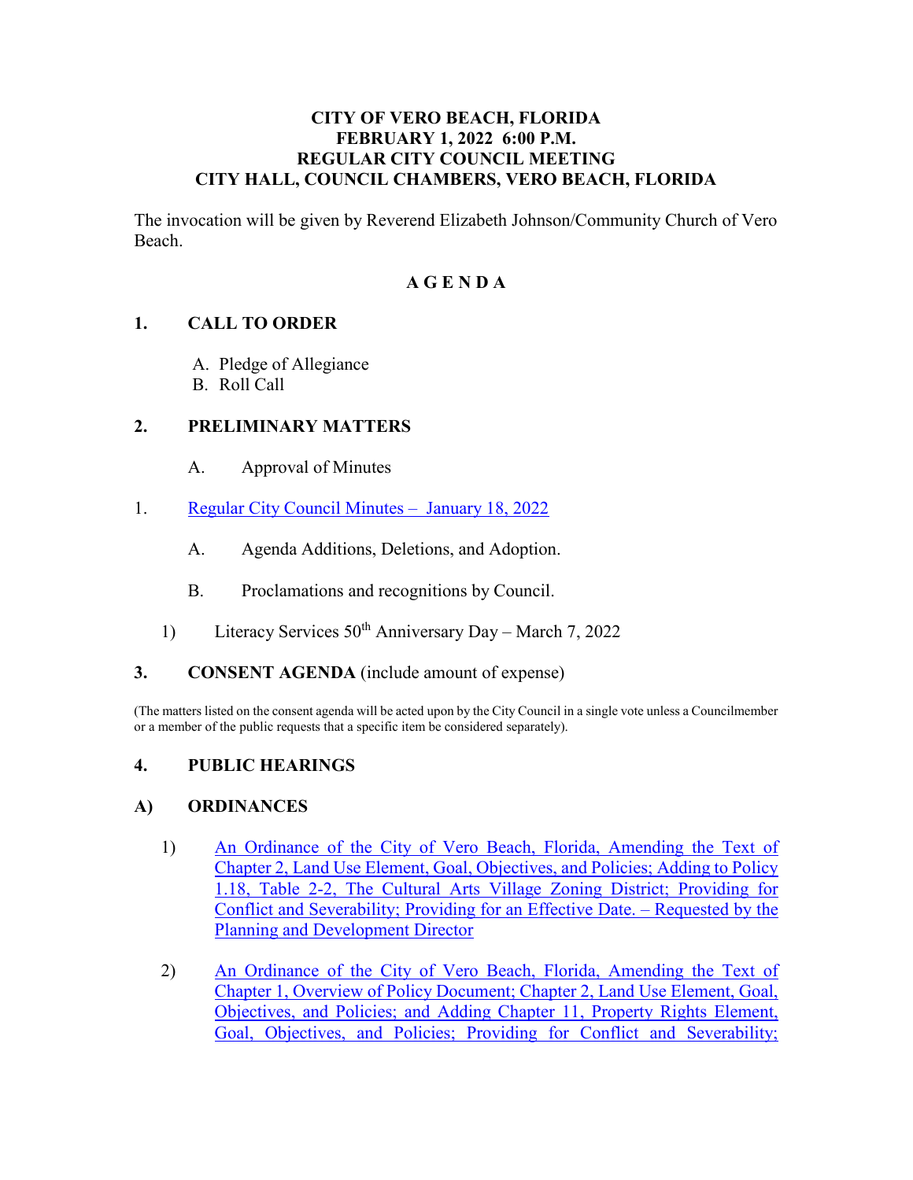**CITY OF VERO BEACH, FLORIDA**
**FEBRUARY 1, 2022 6:00 P.M.**
**REGULAR CITY COUNCIL MEETING**
**CITY HALL, COUNCIL CHAMBERS, VERO BEACH, FLORIDA**

The invocation will be given by Reverend Elizabeth Johnson/Community Church of Vero Beach.

# A G E N D A

## 1. CALL TO ORDER

A. Pledge of Allegiance
B. Roll Call

## 2. PRELIMINARY MATTERS

A. Approval of Minutes

1. Regular City Council Minutes – January 18, 2022

A. Agenda Additions, Deletions, and Adoption.

B. Proclamations and recognitions by Council.

1) Literacy Services 50th Anniversary Day – March 7, 2022

## 3. CONSENT AGENDA (include amount of expense)

(The matters listed on the consent agenda will be acted upon by the City Council in a single vote unless a Councilmember or a member of the public requests that a specific item be considered separately).

## 4. PUBLIC HEARINGS

## A) ORDINANCES

1) An Ordinance of the City of Vero Beach, Florida, Amending the Text of Chapter 2, Land Use Element, Goal, Objectives, and Policies; Adding to Policy 1.18, Table 2-2, The Cultural Arts Village Zoning District; Providing for Conflict and Severability; Providing for an Effective Date. – Requested by the Planning and Development Director

2) An Ordinance of the City of Vero Beach, Florida, Amending the Text of Chapter 1, Overview of Policy Document; Chapter 2, Land Use Element, Goal, Objectives, and Policies; and Adding Chapter 11, Property Rights Element, Goal, Objectives, and Policies; Providing for Conflict and Severability;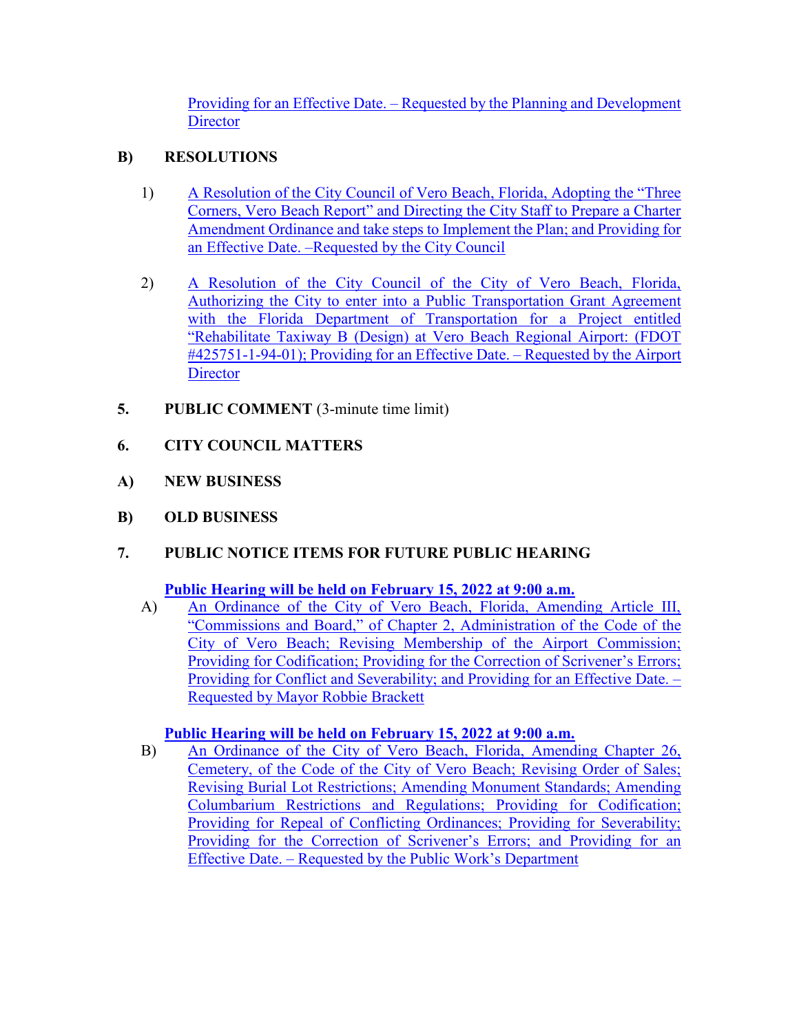Providing for an Effective Date. – Requested by the Planning and Development Director

**B) RESOLUTIONS**

1) A Resolution of the City Council of Vero Beach, Florida, Adopting the "Three Corners, Vero Beach Report" and Directing the City Staff to Prepare a Charter Amendment Ordinance and take steps to Implement the Plan; and Providing for an Effective Date. –Requested by the City Council

2) A Resolution of the City Council of the City of Vero Beach, Florida, Authorizing the City to enter into a Public Transportation Grant Agreement with the Florida Department of Transportation for a Project entitled "Rehabilitate Taxiway B (Design) at Vero Beach Regional Airport: (FDOT #425751-1-94-01); Providing for an Effective Date. – Requested by the Airport Director

**5. PUBLIC COMMENT** (3-minute time limit)

**6. CITY COUNCIL MATTERS**

**A) NEW BUSINESS**

**B) OLD BUSINESS**

**7. PUBLIC NOTICE ITEMS FOR FUTURE PUBLIC HEARING**

**Public Hearing will be held on February 15, 2022 at 9:00 a.m.**

A) An Ordinance of the City of Vero Beach, Florida, Amending Article III, "Commissions and Board," of Chapter 2, Administration of the Code of the City of Vero Beach; Revising Membership of the Airport Commission; Providing for Codification; Providing for the Correction of Scrivener's Errors; Providing for Conflict and Severability; and Providing for an Effective Date. – Requested by Mayor Robbie Brackett

**Public Hearing will be held on February 15, 2022 at 9:00 a.m.**

B) An Ordinance of the City of Vero Beach, Florida, Amending Chapter 26, Cemetery, of the Code of the City of Vero Beach; Revising Order of Sales; Revising Burial Lot Restrictions; Amending Monument Standards; Amending Columbarium Restrictions and Regulations; Providing for Codification; Providing for Repeal of Conflicting Ordinances; Providing for Severability; Providing for the Correction of Scrivener's Errors; and Providing for an Effective Date. – Requested by the Public Work's Department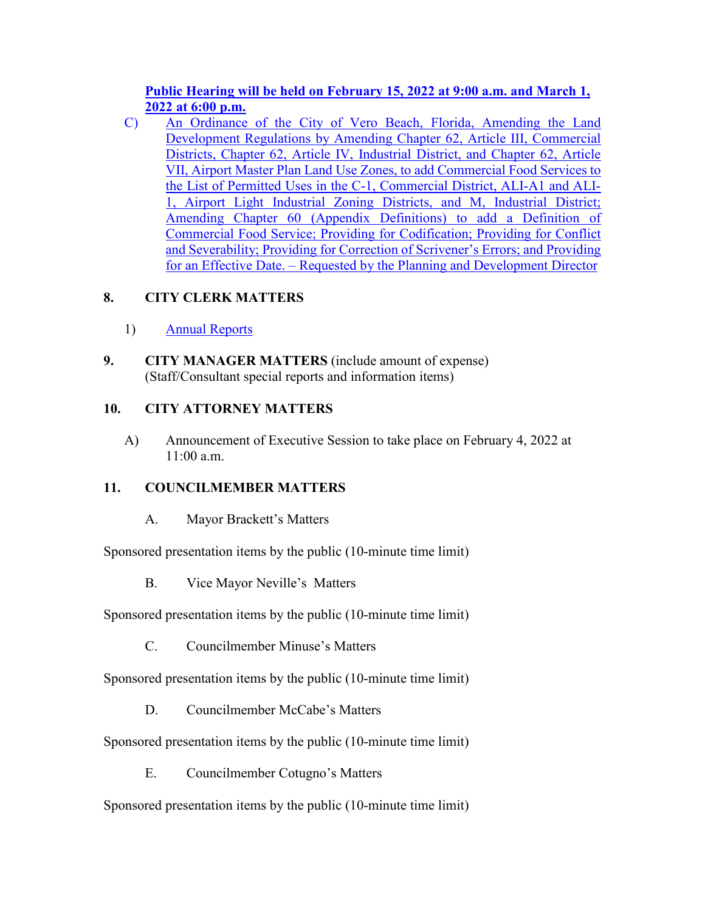**Public Hearing will be held on February 15, 2022 at 9:00 a.m. and March 1, 2022 at 6:00 p.m.**

C) An Ordinance of the City of Vero Beach, Florida, Amending the Land Development Regulations by Amending Chapter 62, Article III, Commercial Districts, Chapter 62, Article IV, Industrial District, and Chapter 62, Article VII, Airport Master Plan Land Use Zones, to add Commercial Food Services to the List of Permitted Uses in the C-1, Commercial District, ALI-A1 and ALI-1, Airport Light Industrial Zoning Districts, and M, Industrial District; Amending Chapter 60 (Appendix Definitions) to add a Definition of Commercial Food Service; Providing for Codification; Providing for Conflict and Severability; Providing for Correction of Scrivener's Errors; and Providing for an Effective Date. – Requested by the Planning and Development Director

## 8. CITY CLERK MATTERS

1) Annual Reports

## 9. CITY MANAGER MATTERS (include amount of expense)

(Staff/Consultant special reports and information items)

## 10. CITY ATTORNEY MATTERS

A) Announcement of Executive Session to take place on February 4, 2022 at 11:00 a.m.

## 11. COUNCILMEMBER MATTERS

A. Mayor Brackett's Matters

Sponsored presentation items by the public (10-minute time limit)

B. Vice Mayor Neville's Matters

Sponsored presentation items by the public (10-minute time limit)

C. Councilmember Minuse's Matters

Sponsored presentation items by the public (10-minute time limit)

D. Councilmember McCabe's Matters

Sponsored presentation items by the public (10-minute time limit)

E. Councilmember Cotugno's Matters

Sponsored presentation items by the public (10-minute time limit)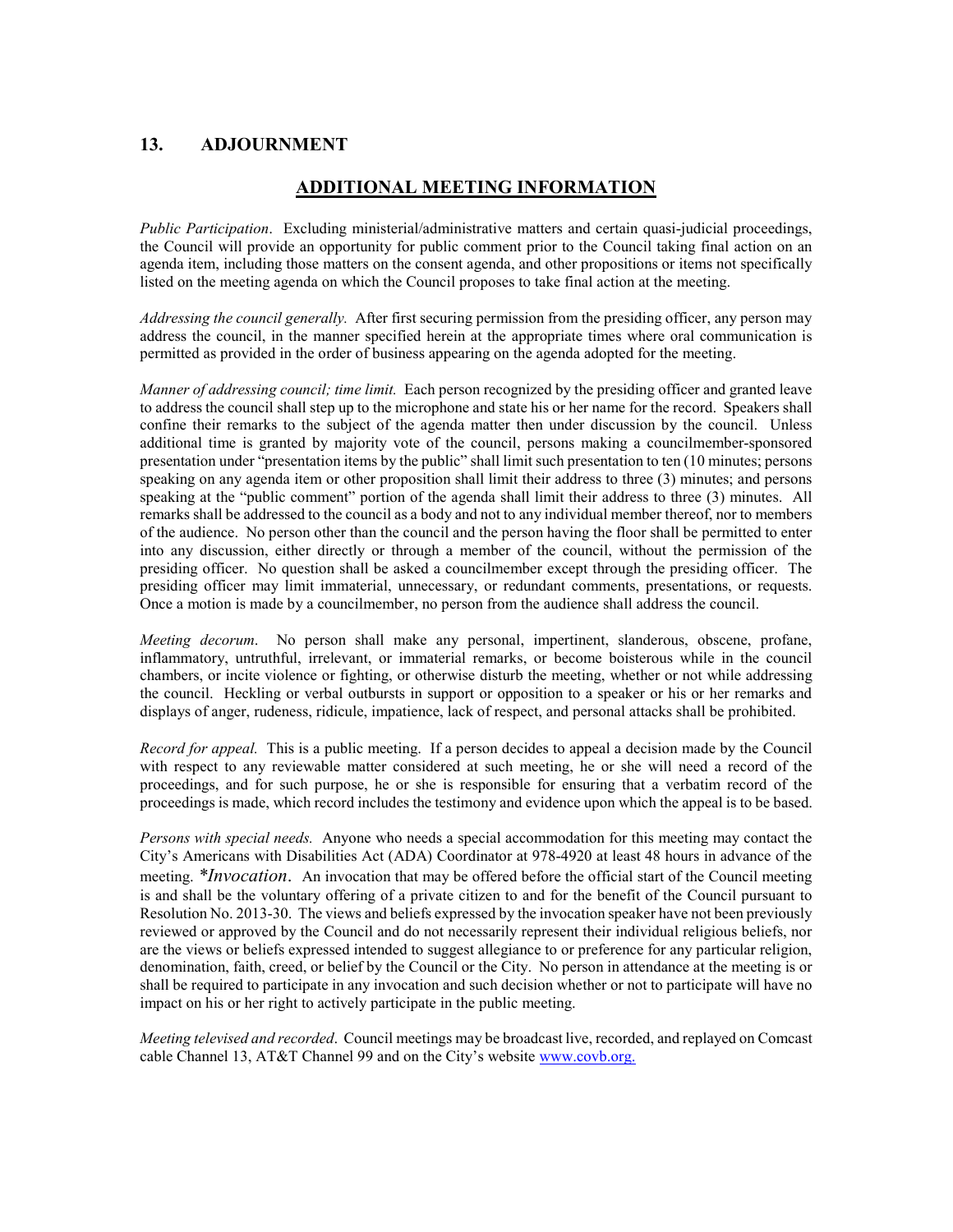## 13. ADJOURNMENT

## ADDITIONAL MEETING INFORMATION

*Public Participation*. Excluding ministerial/administrative matters and certain quasi-judicial proceedings, the Council will provide an opportunity for public comment prior to the Council taking final action on an agenda item, including those matters on the consent agenda, and other propositions or items not specifically listed on the meeting agenda on which the Council proposes to take final action at the meeting.

*Addressing the council generally.* After first securing permission from the presiding officer, any person may address the council, in the manner specified herein at the appropriate times where oral communication is permitted as provided in the order of business appearing on the agenda adopted for the meeting.

*Manner of addressing council; time limit.* Each person recognized by the presiding officer and granted leave to address the council shall step up to the microphone and state his or her name for the record. Speakers shall confine their remarks to the subject of the agenda matter then under discussion by the council. Unless additional time is granted by majority vote of the council, persons making a councilmember-sponsored presentation under "presentation items by the public" shall limit such presentation to ten (10 minutes; persons speaking on any agenda item or other proposition shall limit their address to three (3) minutes; and persons speaking at the "public comment" portion of the agenda shall limit their address to three (3) minutes. All remarks shall be addressed to the council as a body and not to any individual member thereof, nor to members of the audience. No person other than the council and the person having the floor shall be permitted to enter into any discussion, either directly or through a member of the council, without the permission of the presiding officer. No question shall be asked a councilmember except through the presiding officer. The presiding officer may limit immaterial, unnecessary, or redundant comments, presentations, or requests. Once a motion is made by a councilmember, no person from the audience shall address the council.

*Meeting decorum*. No person shall make any personal, impertinent, slanderous, obscene, profane, inflammatory, untruthful, irrelevant, or immaterial remarks, or become boisterous while in the council chambers, or incite violence or fighting, or otherwise disturb the meeting, whether or not while addressing the council. Heckling or verbal outbursts in support or opposition to a speaker or his or her remarks and displays of anger, rudeness, ridicule, impatience, lack of respect, and personal attacks shall be prohibited.

*Record for appeal.* This is a public meeting. If a person decides to appeal a decision made by the Council with respect to any reviewable matter considered at such meeting, he or she will need a record of the proceedings, and for such purpose, he or she is responsible for ensuring that a verbatim record of the proceedings is made, which record includes the testimony and evidence upon which the appeal is to be based.

*Persons with special needs.* Anyone who needs a special accommodation for this meeting may contact the City's Americans with Disabilities Act (ADA) Coordinator at 978-4920 at least 48 hours in advance of the meeting. *\*Invocation*. An invocation that may be offered before the official start of the Council meeting is and shall be the voluntary offering of a private citizen to and for the benefit of the Council pursuant to Resolution No. 2013-30. The views and beliefs expressed by the invocation speaker have not been previously reviewed or approved by the Council and do not necessarily represent their individual religious beliefs, nor are the views or beliefs expressed intended to suggest allegiance to or preference for any particular religion, denomination, faith, creed, or belief by the Council or the City. No person in attendance at the meeting is or shall be required to participate in any invocation and such decision whether or not to participate will have no impact on his or her right to actively participate in the public meeting.

*Meeting televised and recorded*. Council meetings may be broadcast live, recorded, and replayed on Comcast cable Channel 13, AT&T Channel 99 and on the City's website www.covb.org.